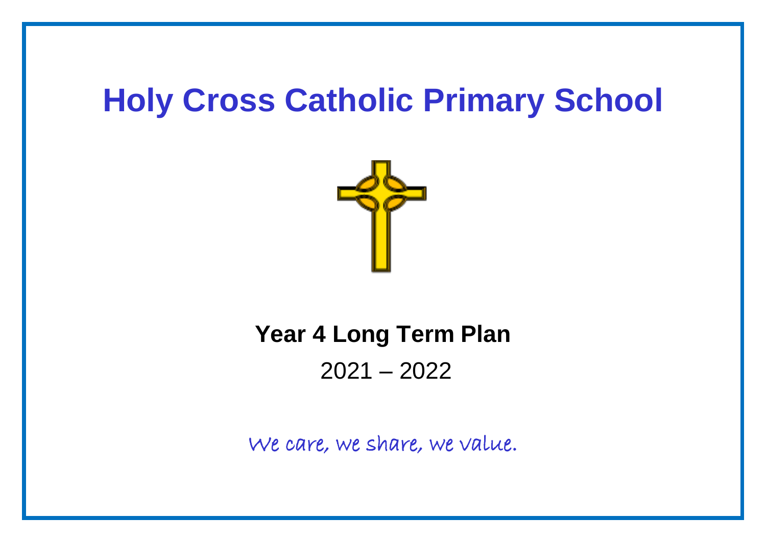# Holy Cross Catholic Primary School

**Year 4 Long Term Plan**

2021 – 2022

*We care, we share, we value.*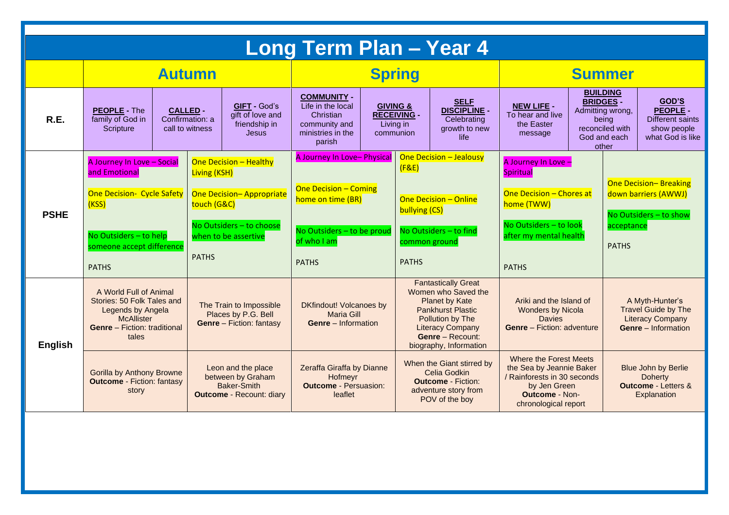# Long Term Plan – Year 4

| | Autumn | | | | | | Spring | | | | | | Summer | | | | | |
|---|---|---|---|---|---|---|---|---|---|---|---|---|---|---|---|---|---|---|
| **R.E.** | **PEOPLE** - The family of God in Scripture | | **CALLED** - Confirmation: a call to witness | | **GIFT** - God's gift of love and friendship in Jesus | | **COMMUNITY** - Life in the local Christian community and ministries in the parish | | **GIVING & RECEIVING** - Living in communion | | **SELF DISCIPLINE** - Celebrating growth to new life | | **NEW LIFE** - To hear and live the Easter message | | **BUILDING BRIDGES** - Admitting wrong, being reconciled with God and each other | | **GOD'S PEOPLE** - Different saints show people what God is like | |
| **PSHE** | A Journey In Love – Social and Emotional<br><br>One Decision- Cycle Safety (KSS)<br><br>No Outsiders – to help someone accept difference<br><br>PATHS | | | One Decision – Healthy Living (KSH)<br><br>One Decision– Appropriate touch (G&C)<br><br>No Outsiders – to choose when to be assertive<br><br>PATHS | | | A Journey In Love– Physical<br><br>One Decision – Coming home on time (BR)<br><br>No Outsiders – to be proud of who I am<br><br>PATHS | | | One Decision – Jealousy (F&E)<br><br>One Decision – Online bullying (CS)<br><br>No Outsiders – to find common ground<br><br>PATHS | | | A Journey In Love – Spiritual<br><br>One Decision – Chores at home (TWW)<br><br>No Outsiders – to look after my mental health<br><br>PATHS | | | One Decision– Breaking down barriers (AWWJ)<br><br>No Outsiders – to show acceptance<br><br>PATHS | | |
| **English** | A World Full of Animal Stories: 50 Folk Tales and Legends by Angela McAllister<br>**Genre** – Fiction: traditional tales | | | The Train to Impossible Places by P.G. Bell<br>**Genre** – Fiction: fantasy | | | DKfindout! Volcanoes by Maria Gill<br>**Genre** – Information | | | Fantastically Great Women who Saved the Planet by Kate Pankhurst Plastic Pollution by The Literacy Company<br>**Genre** – Recount: biography, Information | | | Ariki and the Island of Wonders by Nicola Davies<br>**Genre** – Fiction: adventure | | | A Myth-Hunter's Travel Guide by The Literacy Company<br>**Genre** – Information | | |
| | Gorilla by Anthony Browne<br>**Outcome** - Fiction: fantasy story | | | Leon and the place between by Graham Baker-Smith<br>**Outcome** - Recount: diary | | | Zeraffa Giraffa by Dianne Hofmeyr<br>**Outcome** - Persuasion: leaflet | | | When the Giant stirred by Celia Godkin<br>**Outcome** - Fiction: adventure story from POV of the boy | | | Where the Forest Meets the Sea by Jeannie Baker / Rainforests in 30 seconds by Jen Green<br>**Outcome** - Non-chronological report | | | Blue John by Berlie Doherty<br>**Outcome** - Letters & Explanation | | |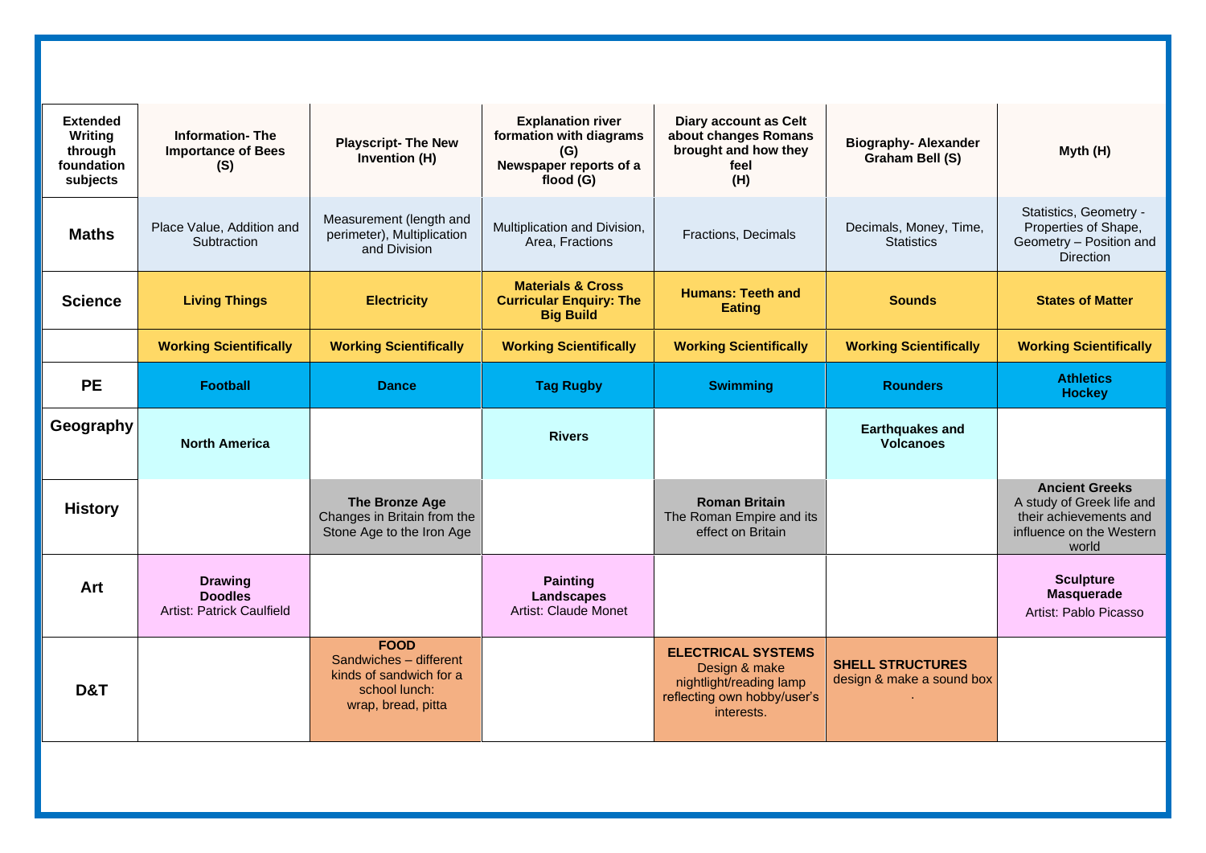| Extended Writing through foundation subjects | Information- The Importance of Bees (S) | Playscript- The New Invention (H) | Explanation river formation with diagrams (G) Newspaper reports of a flood (G) | Diary account as Celt about changes Romans brought and how they feel (H) | Biography- Alexander Graham Bell (S) | Myth (H) |
| --- | --- | --- | --- | --- | --- | --- |
| **Maths** | Place Value, Addition and Subtraction | Measurement (length and perimeter), Multiplication and Division | Multiplication and Division, Area, Fractions | Fractions, Decimals | Decimals, Money, Time, Statistics | Statistics, Geometry - Properties of Shape, Geometry – Position and Direction |
| **Science** | **Living Things** | **Electricity** | **Materials & Cross Curricular Enquiry: The Big Build** | **Humans: Teeth and Eating** | **Sounds** | **States of Matter** |
| | **Working Scientifically** | **Working Scientifically** | **Working Scientifically** | **Working Scientifically** | **Working Scientifically** | **Working Scientifically** |
| **PE** | **Football** | **Dance** | **Tag Rugby** | **Swimming** | **Rounders** | **Athletics Hockey** |
| **Geography** | **North America** | | **Rivers** | | **Earthquakes and Volcanoes** | |
| **History** | | **The Bronze Age** Changes in Britain from the Stone Age to the Iron Age | | **Roman Britain** The Roman Empire and its effect on Britain | | **Ancient Greeks** A study of Greek life and their achievements and influence on the Western world |
| **Art** | **Drawing Doodles** Artist: Patrick Caulfield | | **Painting Landscapes** Artist: Claude Monet | | | **Sculpture Masquerade** Artist: Pablo Picasso |
| **D&T** | | **FOOD** Sandwiches – different kinds of sandwich for a school lunch: wrap, bread, pitta | | **ELECTRICAL SYSTEMS** Design & make nightlight/reading lamp reflecting own hobby/user's interests. | **SHELL STRUCTURES** design & make a sound box . | |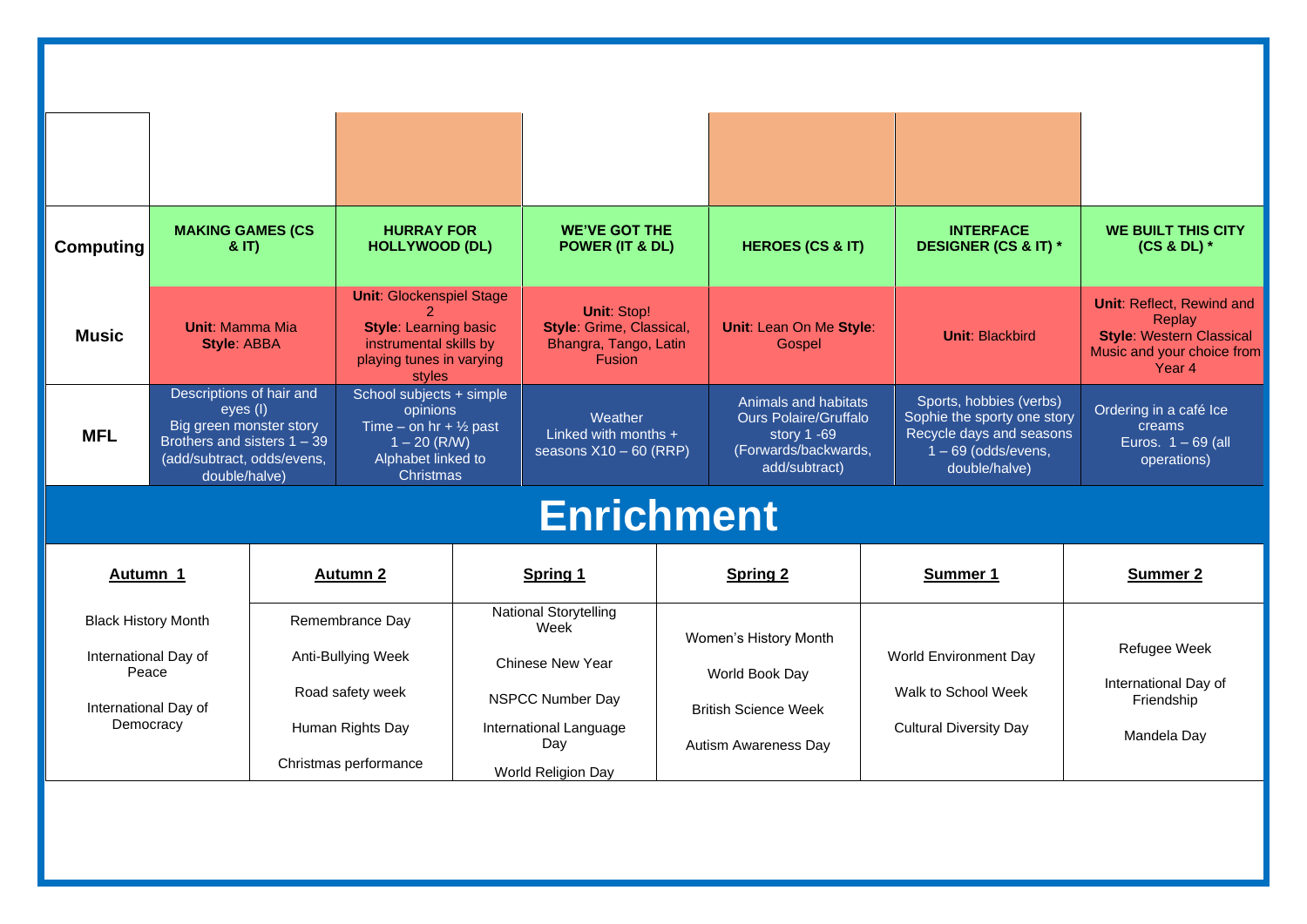| | | | | | | |
|---|---|---|---|---|---|---|
| | | | | | | |
| **Computing** | **MAKING GAMES (CS & IT)** | **HURRAY FOR HOLLYWOOD (DL)** | **WE'VE GOT THE POWER (IT & DL)** | **HEROES (CS & IT)** | **INTERFACE DESIGNER (CS & IT) *** | **WE BUILT THIS CITY (CS & DL) *** |
| **Music** | **Unit**: Mamma Mia **Style**: ABBA | **Unit**: Glockenspiel Stage 2 **Style**: Learning basic instrumental skills by playing tunes in varying styles | **Unit**: Stop! **Style**: Grime, Classical, Bhangra, Tango, Latin Fusion | **Unit**: Lean On Me **Style**: Gospel | **Unit**: Blackbird | **Unit**: Reflect, Rewind and Replay **Style**: Western Classical Music and your choice from Year 4 |
| **MFL** | Descriptions of hair and eyes (I) Big green monster story Brothers and sisters 1 – 39 (add/subtract, odds/evens, double/halve) | School subjects + simple opinions Time – on hr + ½ past 1 – 20 (R/W) Alphabet linked to Christmas | Weather Linked with months + seasons X10 – 60 (RRP) | Animals and habitats Ours Polaire/Gruffalo story 1 -69 (Forwards/backwards, add/subtract) | Sports, hobbies (verbs) Sophie the sporty one story Recycle days and seasons 1 – 69 (odds/evens, double/halve) | Ordering in a café Ice creams Euros. 1 – 69 (all operations) |

# Enrichment

| **Autumn 1** | **Autumn 2** | **Spring 1** | **Spring 2** | **Summer 1** | **Summer 2** |
|---|---|---|---|---|---|
| Black History Month<br><br>International Day of Peace<br><br>International Day of Democracy | Remembrance Day<br><br>Anti-Bullying Week<br><br>Road safety week<br><br>Human Rights Day<br><br>Christmas performance | National Storytelling Week<br><br>Chinese New Year<br><br>NSPCC Number Day<br><br>International Language Day<br><br>World Religion Day | Women's History Month<br><br>World Book Day<br><br>British Science Week<br><br>Autism Awareness Day | World Environment Day<br><br>Walk to School Week<br><br>Cultural Diversity Day | Refugee Week<br><br>International Day of Friendship<br><br>Mandela Day |